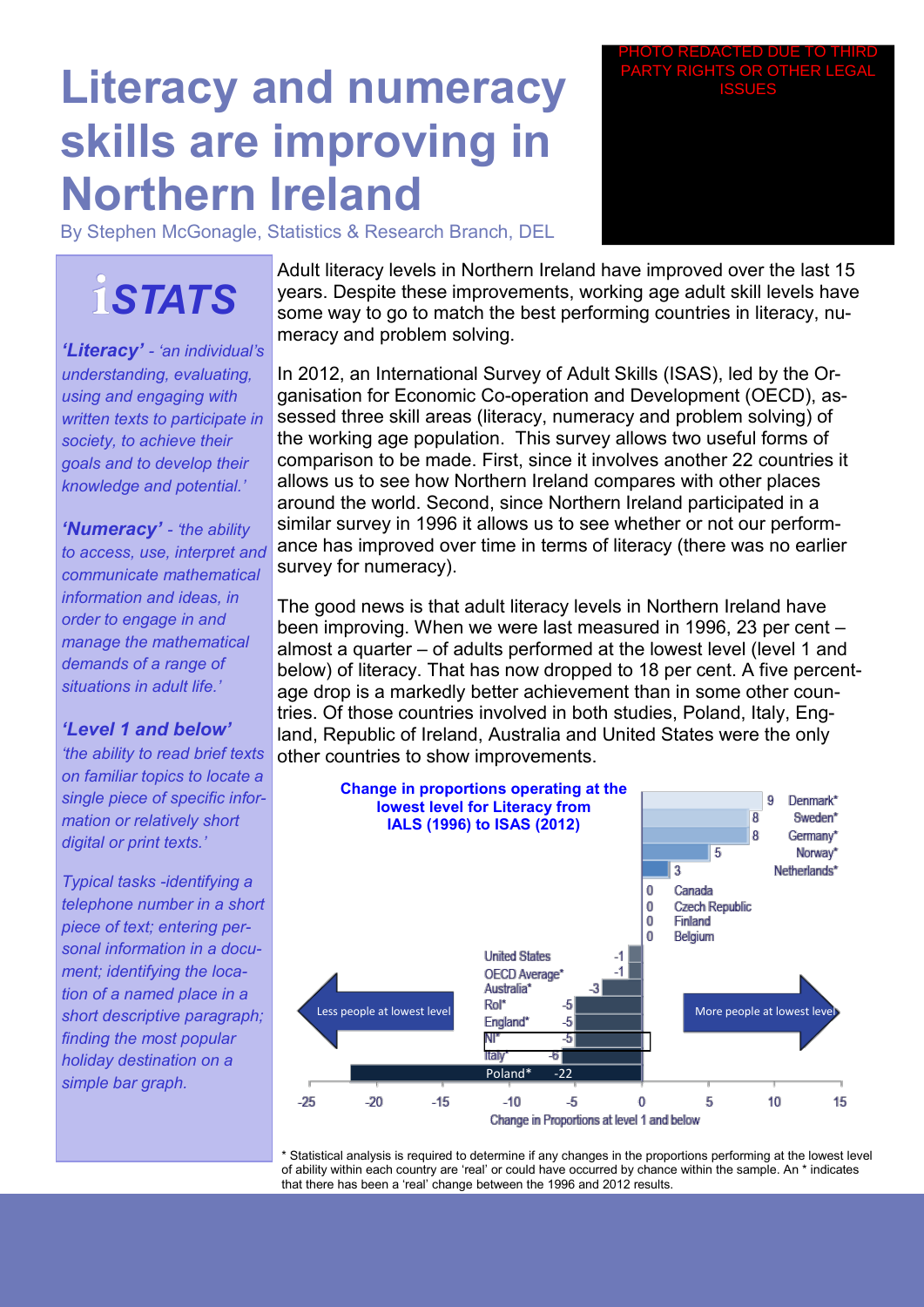# Literacy and numeracy skills are improving in Northern Ireland

By Stephen McGonagle, Statistics & Research Branch, DEL

PHOTO REDACTED DUE TO THIRD PARTY RIGHTS OR OTHER LEGAL ISSUES

## iSTATS

***'Literacy'*** *- 'an individual's understanding, evaluating, using and engaging with written texts to participate in society, to achieve their goals and to develop their knowledge and potential.'*

***'Numeracy'*** *- 'the ability to access, use, interpret and communicate mathematical information and ideas, in order to engage in and manage the mathematical demands of a range of situations in adult life.'*

***'Level 1 and below'***
*'the ability to read brief texts on familiar topics to locate a single piece of specific information or relatively short digital or print texts.'*

*Typical tasks -identifying a telephone number in a short piece of text; entering personal information in a document; identifying the location of a named place in a short descriptive paragraph; finding the most popular holiday destination on a simple bar graph.*

Adult literacy levels in Northern Ireland have improved over the last 15 years. Despite these improvements, working age adult skill levels have some way to go to match the best performing countries in literacy, numeracy and problem solving.

In 2012, an International Survey of Adult Skills (ISAS), led by the Organisation for Economic Co-operation and Development (OECD), assessed three skill areas (literacy, numeracy and problem solving) of the working age population. This survey allows two useful forms of comparison to be made. First, since it involves another 22 countries it allows us to see how Northern Ireland compares with other places around the world. Second, since Northern Ireland participated in a similar survey in 1996 it allows us to see whether or not our performance has improved over time in terms of literacy (there was no earlier survey for numeracy).

The good news is that adult literacy levels in Northern Ireland have been improving. When we were last measured in 1996, 23 per cent – almost a quarter – of adults performed at the lowest level (level 1 and below) of literacy. That has now dropped to 18 per cent. A five percentage drop is a markedly better achievement than in some other countries. Of those countries involved in both studies, Poland, Italy, England, Republic of Ireland, Australia and United States were the only other countries to show improvements.

**Change in proportions operating at the lowest level for Literacy from IALS (1996) to ISAS (2012)**

| Country | Change in Proportions at level 1 and below |
|---|---|
| Denmark* | 9 |
| Sweden* | 8 |
| Germany* | 8 |
| Norway* | 5 |
| Netherlands* | 3 |
| Canada | 0 |
| Czech Republic | 0 |
| Finland | 0 |
| Belgium | 0 |
| United States | -1 |
| OECD Average* | -1 |
| Australia* | -3 |
| RoI* | -5 |
| England* | -5 |
| NI* | -5 |
| Italy* | -6 |
| Poland* | -22 |

← Less people at lowest level | More people at lowest level →

\* Statistical analysis is required to determine if any changes in the proportions performing at the lowest level of ability within each country are 'real' or could have occurred by chance within the sample. An * indicates that there has been a 'real' change between the 1996 and 2012 results.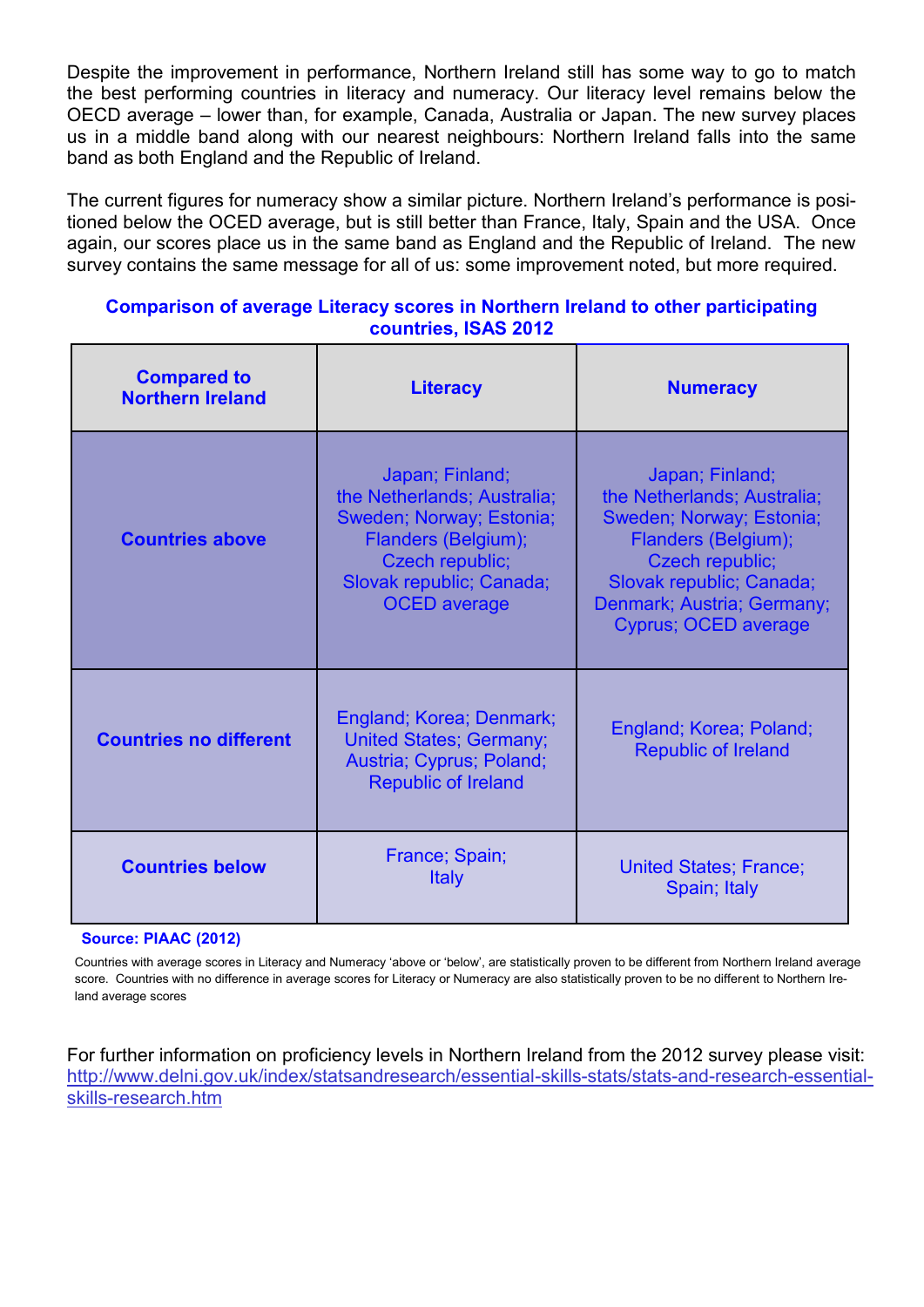Despite the improvement in performance, Northern Ireland still has some way to go to match the best performing countries in literacy and numeracy. Our literacy level remains below the OECD average – lower than, for example, Canada, Australia or Japan. The new survey places us in a middle band along with our nearest neighbours: Northern Ireland falls into the same band as both England and the Republic of Ireland.

The current figures for numeracy show a similar picture. Northern Ireland's performance is positioned below the OCED average, but is still better than France, Italy, Spain and the USA. Once again, our scores place us in the same band as England and the Republic of Ireland. The new survey contains the same message for all of us: some improvement noted, but more required.

**Comparison of average Literacy scores in Northern Ireland to other participating countries, ISAS 2012**

| Compared to Northern Ireland | Literacy | Numeracy |
|---|---|---|
| **Countries above** | Japan; Finland; the Netherlands; Australia; Sweden; Norway; Estonia; Flanders (Belgium); Czech republic; Slovak republic; Canada; OCED average | Japan; Finland; the Netherlands; Australia; Sweden; Norway; Estonia; Flanders (Belgium); Czech republic; Slovak republic; Canada; Denmark; Austria; Germany; Cyprus; OCED average |
| **Countries no different** | England; Korea; Denmark; United States; Germany; Austria; Cyprus; Poland; Republic of Ireland | England; Korea; Poland; Republic of Ireland |
| **Countries below** | France; Spain; Italy | United States; France; Spain; Italy |

**Source: PIAAC (2012)**

Countries with average scores in Literacy and Numeracy 'above or 'below', are statistically proven to be different from Northern Ireland average score. Countries with no difference in average scores for Literacy or Numeracy are also statistically proven to be no different to Northern Ireland average scores

For further information on proficiency levels in Northern Ireland from the 2012 survey please visit: http://www.delni.gov.uk/index/statsandresearch/essential-skills-stats/stats-and-research-essential-skills-research.htm